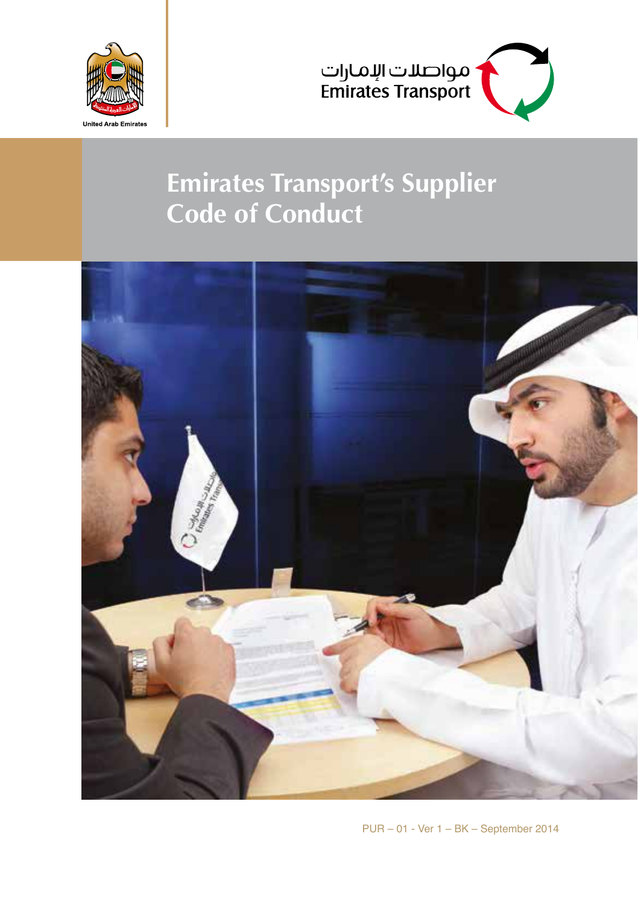United Arab Emirates

مواصلات الإمارات
Emirates Transport

# Emirates Transport's Supplier Code of Conduct

PUR – 01 - Ver 1 – BK – September 2014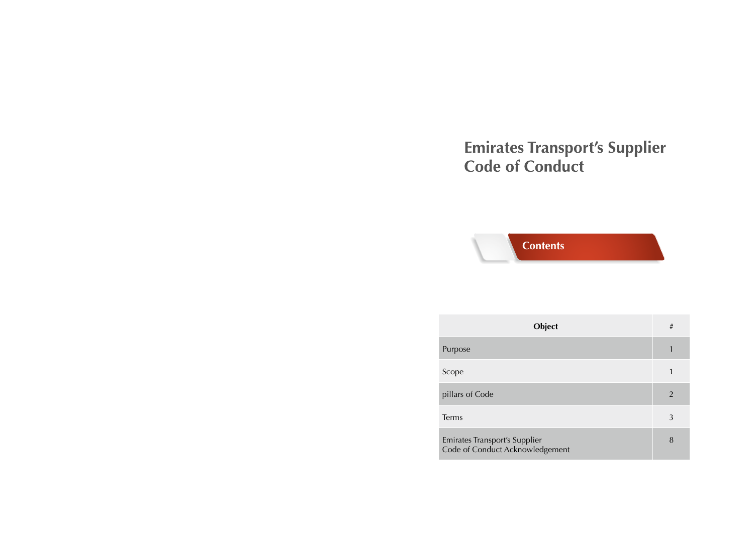# Emirates Transport's Supplier Code of Conduct

## Contents

| Object | # |
|---|---|
| Purpose | 1 |
| Scope | 1 |
| pillars of Code | 2 |
| Terms | 3 |
| Emirates Transport's Supplier Code of Conduct Acknowledgement | 8 |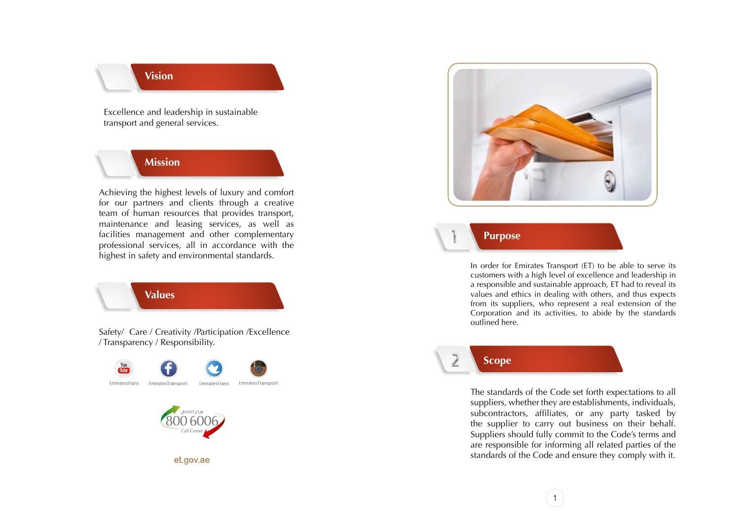## Vision

Excellence and leadership in sustainable transport and general services.

## Mission

Achieving the highest levels of luxury and comfort for our partners and clients through a creative team of human resources that provides transport, maintenance and leasing services, as well as facilities management and other complementary professional services, all in accordance with the highest in safety and environmental standards.

## Values

Safety/ Care / Creativity /Participation /Excellence / Transparency / Responsibility.

EmiratesTrans EmiratesTransport EmiratesTrans EmiratesTransport

مركز الاتصال
800 6006
Call Center

et.gov.ae

## 1 Purpose

In order for Emirates Transport (ET) to be able to serve its customers with a high level of excellence and leadership in a responsible and sustainable approach, ET had to reveal its values and ethics in dealing with others, and thus expects from its suppliers, who represent a real extension of the Corporation and its activities, to abide by the standards outlined here.

## 2 Scope

The standards of the Code set forth expectations to all suppliers, whether they are establishments, individuals, subcontractors, affiliates, or any party tasked by the supplier to carry out business on their behalf. Suppliers should fully commit to the Code's terms and are responsible for informing all related parties of the standards of the Code and ensure they comply with it.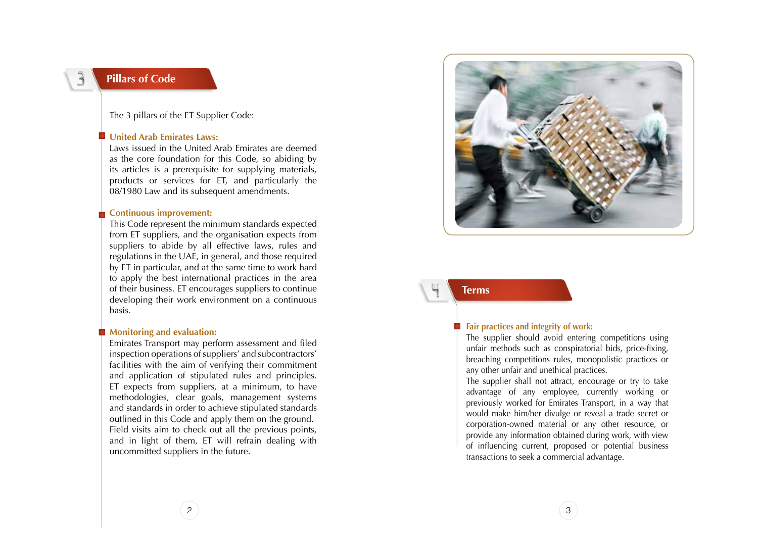## 3 Pillars of Code

The 3 pillars of the ET Supplier Code:

- **United Arab Emirates Laws:**
  Laws issued in the United Arab Emirates are deemed as the core foundation for this Code, so abiding by its articles is a prerequisite for supplying materials, products or services for ET, and particularly the 08/1980 Law and its subsequent amendments.

- **Continuous improvement:**
  This Code represent the minimum standards expected from ET suppliers, and the organisation expects from suppliers to abide by all effective laws, rules and regulations in the UAE, in general, and those required by ET in particular, and at the same time to work hard to apply the best international practices in the area of their business. ET encourages suppliers to continue developing their work environment on a continuous basis.

- **Monitoring and evaluation:**
  Emirates Transport may perform assessment and filed inspection operations of suppliers' and subcontractors' facilities with the aim of verifying their commitment and application of stipulated rules and principles. ET expects from suppliers, at a minimum, to have methodologies, clear goals, management systems and standards in order to achieve stipulated standards outlined in this Code and apply them on the ground.
  Field visits aim to check out all the previous points, and in light of them, ET will refrain dealing with uncommitted suppliers in the future.

## 4 Terms

- **Fair practices and integrity of work:**
  The supplier should avoid entering competitions using unfair methods such as conspiratorial bids, price-fixing, breaching competitions rules, monopolistic practices or any other unfair and unethical practices.
  The supplier shall not attract, encourage or try to take advantage of any employee, currently working or previously worked for Emirates Transport, in a way that would make him/her divulge or reveal a trade secret or corporation-owned material or any other resource, or provide any information obtained during work, with view of influencing current, proposed or potential business transactions to seek a commercial advantage.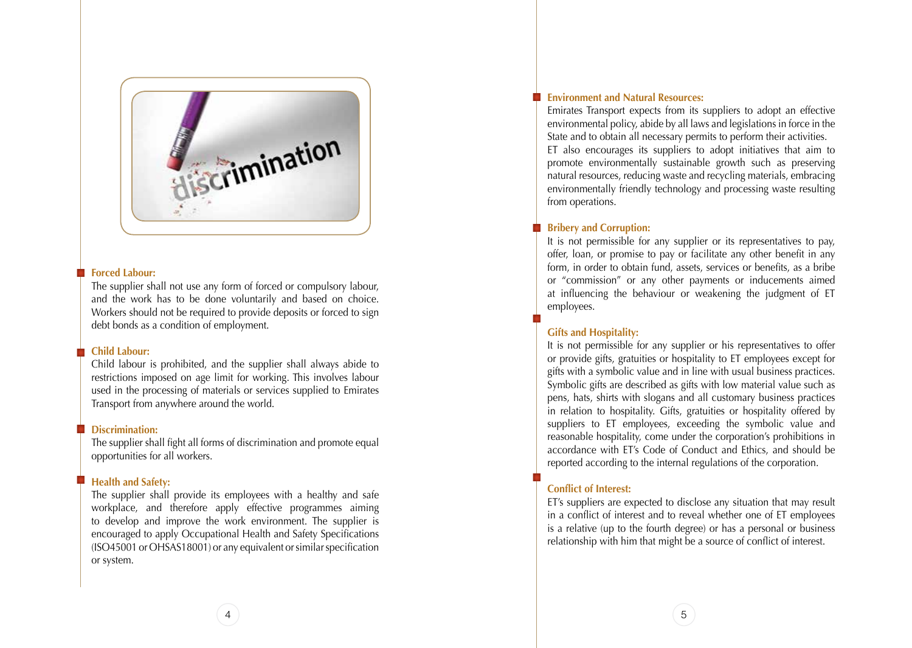### Forced Labour:

The supplier shall not use any form of forced or compulsory labour, and the work has to be done voluntarily and based on choice. Workers should not be required to provide deposits or forced to sign debt bonds as a condition of employment.

### Child Labour:

Child labour is prohibited, and the supplier shall always abide to restrictions imposed on age limit for working. This involves labour used in the processing of materials or services supplied to Emirates Transport from anywhere around the world.

### Discrimination:

The supplier shall fight all forms of discrimination and promote equal opportunities for all workers.

### Health and Safety:

The supplier shall provide its employees with a healthy and safe workplace, and therefore apply effective programmes aiming to develop and improve the work environment. The supplier is encouraged to apply Occupational Health and Safety Specifications (ISO45001 or OHSAS18001) or any equivalent or similar specification or system.

### Environment and Natural Resources:

Emirates Transport expects from its suppliers to adopt an effective environmental policy, abide by all laws and legislations in force in the State and to obtain all necessary permits to perform their activities.
ET also encourages its suppliers to adopt initiatives that aim to promote environmentally sustainable growth such as preserving natural resources, reducing waste and recycling materials, embracing environmentally friendly technology and processing waste resulting from operations.

### Bribery and Corruption:

It is not permissible for any supplier or its representatives to pay, offer, loan, or promise to pay or facilitate any other benefit in any form, in order to obtain fund, assets, services or benefits, as a bribe or "commission" or any other payments or inducements aimed at influencing the behaviour or weakening the judgment of ET employees.

### Gifts and Hospitality:

It is not permissible for any supplier or his representatives to offer or provide gifts, gratuities or hospitality to ET employees except for gifts with a symbolic value and in line with usual business practices. Symbolic gifts are described as gifts with low material value such as pens, hats, shirts with slogans and all customary business practices in relation to hospitality. Gifts, gratuities or hospitality offered by suppliers to ET employees, exceeding the symbolic value and reasonable hospitality, come under the corporation's prohibitions in accordance with ET's Code of Conduct and Ethics, and should be reported according to the internal regulations of the corporation.

### Conflict of Interest:

ET's suppliers are expected to disclose any situation that may result in a conflict of interest and to reveal whether one of ET employees is a relative (up to the fourth degree) or has a personal or business relationship with him that might be a source of conflict of interest.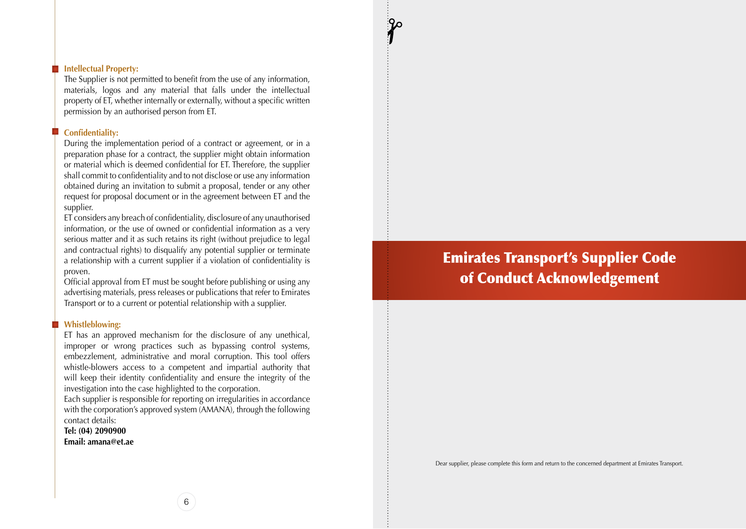### Intellectual Property:

The Supplier is not permitted to benefit from the use of any information, materials, logos and any material that falls under the intellectual property of ET, whether internally or externally, without a specific written permission by an authorised person from ET.

### Confidentiality:

During the implementation period of a contract or agreement, or in a preparation phase for a contract, the supplier might obtain information or material which is deemed confidential for ET. Therefore, the supplier shall commit to confidentiality and to not disclose or use any information obtained during an invitation to submit a proposal, tender or any other request for proposal document or in the agreement between ET and the supplier.

ET considers any breach of confidentiality, disclosure of any unauthorised information, or the use of owned or confidential information as a very serious matter and it as such retains its right (without prejudice to legal and contractual rights) to disqualify any potential supplier or terminate a relationship with a current supplier if a violation of confidentiality is proven.

Official approval from ET must be sought before publishing or using any advertising materials, press releases or publications that refer to Emirates Transport or to a current or potential relationship with a supplier.

### Whistleblowing:

ET has an approved mechanism for the disclosure of any unethical, improper or wrong practices such as bypassing control systems, embezzlement, administrative and moral corruption. This tool offers whistle-blowers access to a competent and impartial authority that will keep their identity confidentiality and ensure the integrity of the investigation into the case highlighted to the corporation.

Each supplier is responsible for reporting on irregularities in accordance with the corporation's approved system (AMANA), through the following contact details:

**Tel: (04) 2090900**
**Email: amana@et.ae**

# Emirates Transport's Supplier Code of Conduct Acknowledgement

Dear supplier, please complete this form and return to the concerned department at Emirates Transport.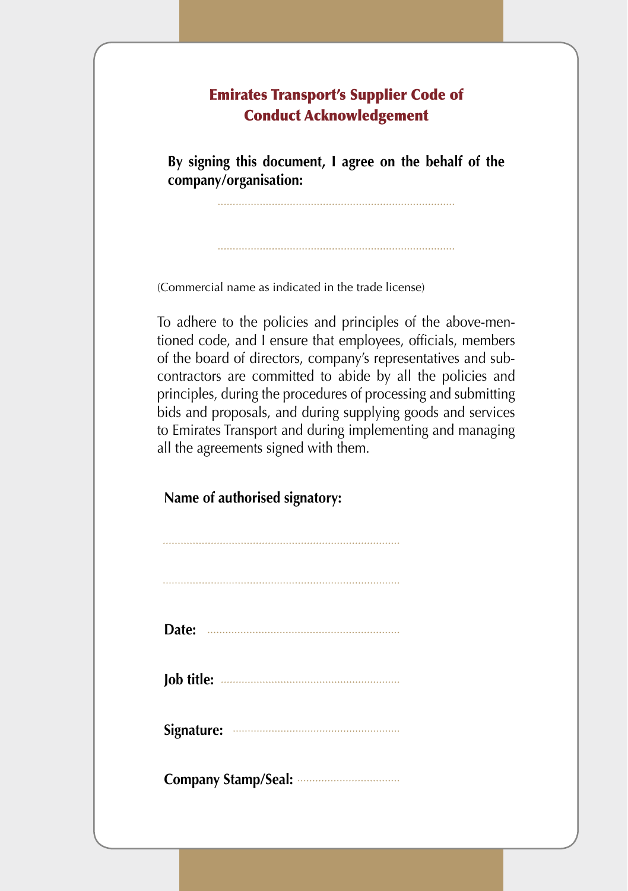# Emirates Transport's Supplier Code of Conduct Acknowledgement

**By signing this document, I agree on the behalf of the company/organisation:**

..............................................................................

..............................................................................

(Commercial name as indicated in the trade license)

To adhere to the policies and principles of the above-mentioned code, and I ensure that employees, officials, members of the board of directors, company's representatives and sub-contractors are committed to abide by all the policies and principles, during the procedures of processing and submitting bids and proposals, and during supplying goods and services to Emirates Transport and during implementing and managing all the agreements signed with them.

**Name of authorised signatory:**

..............................................................................

..............................................................................

**Date:** ..............................................................

**Job title:** ..........................................................

**Signature:** .......................................................

**Company Stamp/Seal:** ..................................